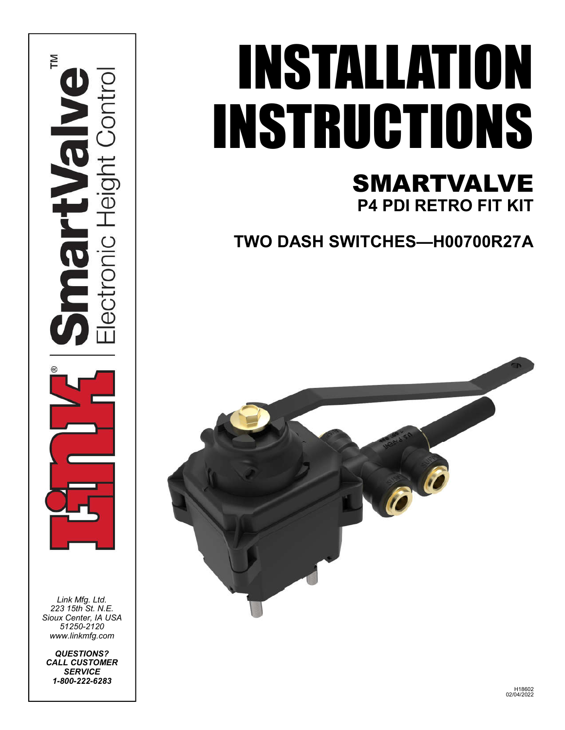# INSTALLATION INSTRUCTIONS

## SMARTVALVE

### P4 PDI RETRO FIT KIT

## TWO DASH SWITCHES—H00700R27A

Link® | SmartValve™ Electronic Height Control

*Link Mfg. Ltd.*
*223 15th St. N.E.*
*Sioux Center, IA USA*
*51250-2120*
*www.linkmfg.com*

***QUESTIONS? CALL CUSTOMER SERVICE 1-800-222-6283***

H18602
02/04/2022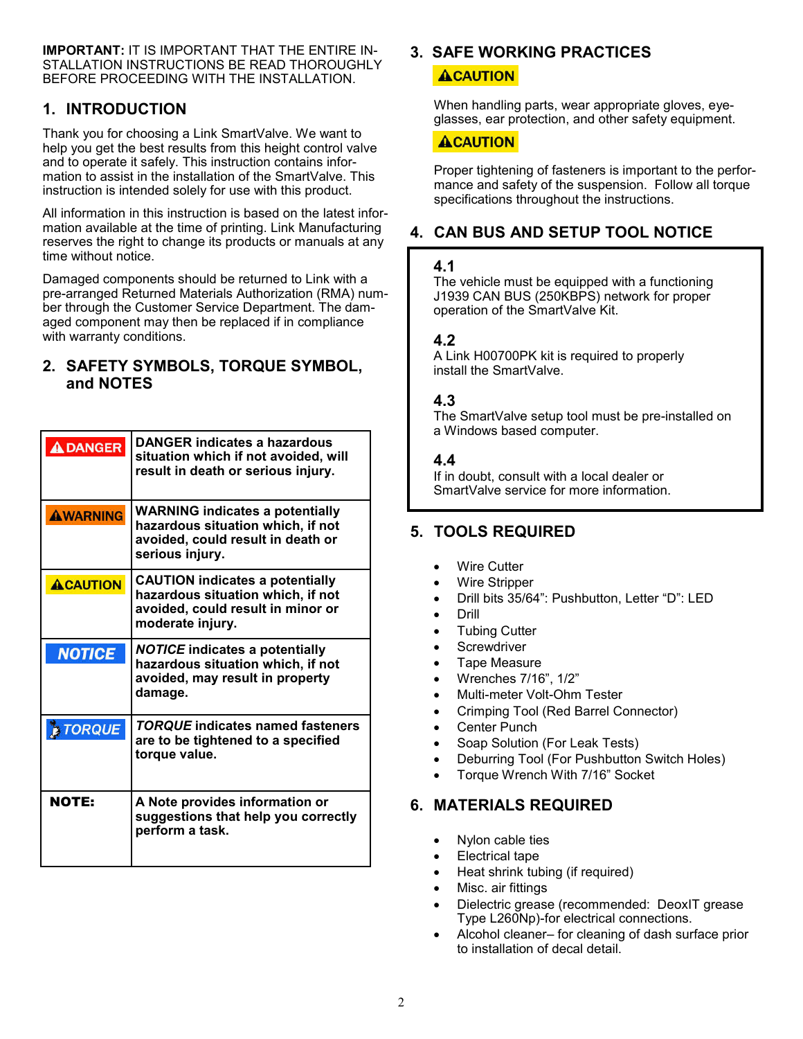**IMPORTANT:** IT IS IMPORTANT THAT THE ENTIRE INSTALLATION INSTRUCTIONS BE READ THOROUGHLY BEFORE PROCEEDING WITH THE INSTALLATION.

## 1. INTRODUCTION

Thank you for choosing a Link SmartValve. We want to help you get the best results from this height control valve and to operate it safely. This instruction contains information to assist in the installation of the SmartValve. This instruction is intended solely for use with this product.

All information in this instruction is based on the latest information available at the time of printing. Link Manufacturing reserves the right to change its products or manuals at any time without notice.

Damaged components should be returned to Link with a pre-arranged Returned Materials Authorization (RMA) number through the Customer Service Department. The damaged component may then be replaced if in compliance with warranty conditions.

## 2. SAFETY SYMBOLS, TORQUE SYMBOL, and NOTES

| | |
|---|---|
| ⚠DANGER | **DANGER indicates a hazardous situation which if not avoided, will result in death or serious injury.** |
| ⚠WARNING | **WARNING indicates a potentially hazardous situation which, if not avoided, could result in death or serious injury.** |
| ⚠CAUTION | **CAUTION indicates a potentially hazardous situation which, if not avoided, could result in minor or moderate injury.** |
| *NOTICE* | ***NOTICE* indicates a potentially hazardous situation which, if not avoided, may result in property damage.** |
| *TORQUE* | ***TORQUE* indicates named fasteners are to be tightened to a specified torque value.** |
| **NOTE:** | **A Note provides information or suggestions that help you correctly perform a task.** |

## 3. SAFE WORKING PRACTICES

**⚠CAUTION**

When handling parts, wear appropriate gloves, eyeglasses, ear protection, and other safety equipment.

**⚠CAUTION**

Proper tightening of fasteners is important to the performance and safety of the suspension. Follow all torque specifications throughout the instructions.

## 4. CAN BUS AND SETUP TOOL NOTICE

**4.1**
The vehicle must be equipped with a functioning J1939 CAN BUS (250KBPS) network for proper operation of the SmartValve Kit.

**4.2**
A Link H00700PK kit is required to properly install the SmartValve.

**4.3**
The SmartValve setup tool must be pre-installed on a Windows based computer.

**4.4**
If in doubt, consult with a local dealer or SmartValve service for more information.

## 5. TOOLS REQUIRED

- Wire Cutter
- Wire Stripper
- Drill bits 35/64": Pushbutton, Letter "D": LED
- Drill
- Tubing Cutter
- Screwdriver
- Tape Measure
- Wrenches 7/16", 1/2"
- Multi-meter Volt-Ohm Tester
- Crimping Tool (Red Barrel Connector)
- Center Punch
- Soap Solution (For Leak Tests)
- Deburring Tool (For Pushbutton Switch Holes)
- Torque Wrench With 7/16" Socket

## 6. MATERIALS REQUIRED

- Nylon cable ties
- Electrical tape
- Heat shrink tubing (if required)
- Misc. air fittings
- Dielectric grease (recommended: DeoxIT grease Type L260Np)-for electrical connections.
- Alcohol cleaner– for cleaning of dash surface prior to installation of decal detail.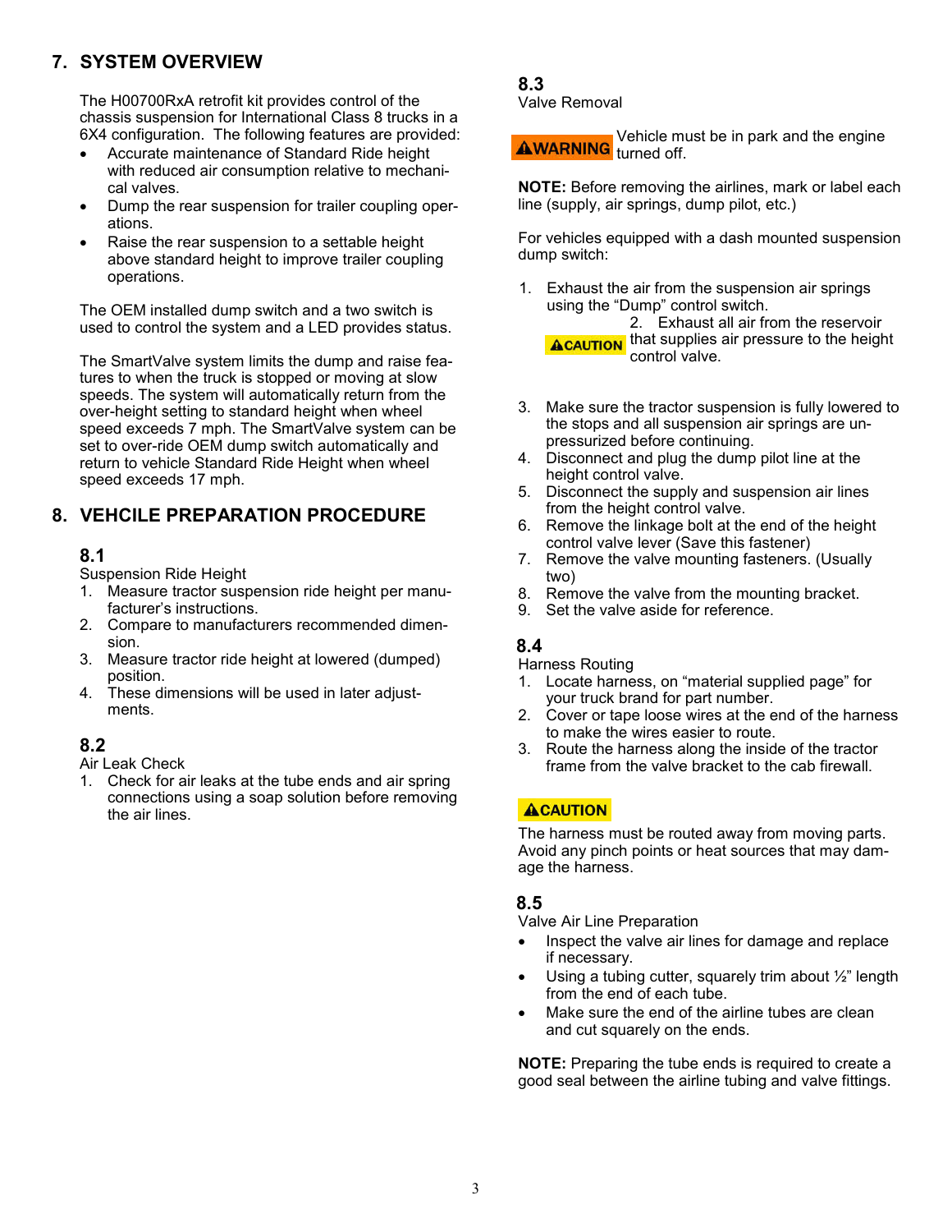## 7. SYSTEM OVERVIEW

The H00700RxA retrofit kit provides control of the chassis suspension for International Class 8 trucks in a 6X4 configuration. The following features are provided:

- Accurate maintenance of Standard Ride height with reduced air consumption relative to mechanical valves.
- Dump the rear suspension for trailer coupling operations.
- Raise the rear suspension to a settable height above standard height to improve trailer coupling operations.

The OEM installed dump switch and a two switch is used to control the system and a LED provides status.

The SmartValve system limits the dump and raise features to when the truck is stopped or moving at slow speeds. The system will automatically return from the over-height setting to standard height when wheel speed exceeds 7 mph. The SmartValve system can be set to over-ride OEM dump switch automatically and return to vehicle Standard Ride Height when wheel speed exceeds 17 mph.

## 8. VEHCILE PREPARATION PROCEDURE

### 8.1

Suspension Ride Height

1. Measure tractor suspension ride height per manufacturer's instructions.
2. Compare to manufacturers recommended dimension.
3. Measure tractor ride height at lowered (dumped) position.
4. These dimensions will be used in later adjustments.

### 8.2

Air Leak Check

1. Check for air leaks at the tube ends and air spring connections using a soap solution before removing the air lines.

### 8.3

Valve Removal

**⚠WARNING** Vehicle must be in park and the engine turned off.

**NOTE:** Before removing the airlines, mark or label each line (supply, air springs, dump pilot, etc.)

For vehicles equipped with a dash mounted suspension dump switch:

1. Exhaust the air from the suspension air springs using the "Dump" control switch.
2. **⚠CAUTION** Exhaust all air from the reservoir that supplies air pressure to the height control valve.
3. Make sure the tractor suspension is fully lowered to the stops and all suspension air springs are un-pressurized before continuing.
4. Disconnect and plug the dump pilot line at the height control valve.
5. Disconnect the supply and suspension air lines from the height control valve.
6. Remove the linkage bolt at the end of the height control valve lever (Save this fastener)
7. Remove the valve mounting fasteners. (Usually two)
8. Remove the valve from the mounting bracket.
9. Set the valve aside for reference.

### 8.4

Harness Routing

1. Locate harness, on "material supplied page" for your truck brand for part number.
2. Cover or tape loose wires at the end of the harness to make the wires easier to route.
3. Route the harness along the inside of the tractor frame from the valve bracket to the cab firewall.

**⚠CAUTION**

The harness must be routed away from moving parts. Avoid any pinch points or heat sources that may damage the harness.

### 8.5

Valve Air Line Preparation

- Inspect the valve air lines for damage and replace if necessary.
- Using a tubing cutter, squarely trim about ½" length from the end of each tube.
- Make sure the end of the airline tubes are clean and cut squarely on the ends.

**NOTE:** Preparing the tube ends is required to create a good seal between the airline tubing and valve fittings.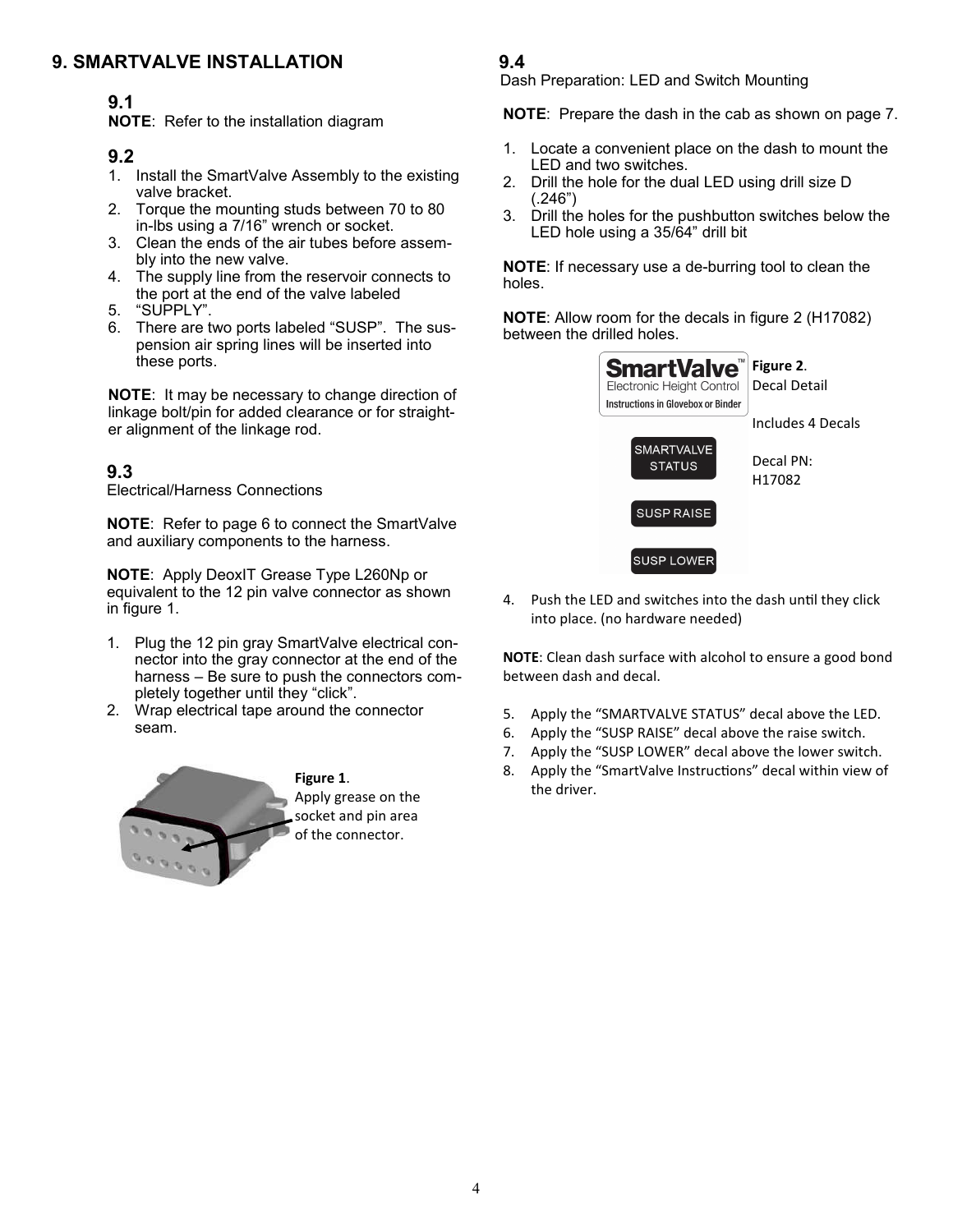# 9. SMARTVALVE INSTALLATION

## 9.1

**NOTE**: Refer to the installation diagram

## 9.2

1. Install the SmartValve Assembly to the existing valve bracket.
2. Torque the mounting studs between 70 to 80 in-lbs using a 7/16" wrench or socket.
3. Clean the ends of the air tubes before assembly into the new valve.
4. The supply line from the reservoir connects to the port at the end of the valve labeled
5. "SUPPLY".
6. There are two ports labeled "SUSP". The suspension air spring lines will be inserted into these ports.

**NOTE**: It may be necessary to change direction of linkage bolt/pin for added clearance or for straighter alignment of the linkage rod.

## 9.3

Electrical/Harness Connections

**NOTE**: Refer to page 6 to connect the SmartValve and auxiliary components to the harness.

**NOTE**: Apply DeoxIT Grease Type L260Np or equivalent to the 12 pin valve connector as shown in figure 1.

1. Plug the 12 pin gray SmartValve electrical connector into the gray connector at the end of the harness – Be sure to push the connectors completely together until they "click".
2. Wrap electrical tape around the connector seam.

**Figure 1**. Apply grease on the socket and pin area of the connector.

## 9.4

Dash Preparation: LED and Switch Mounting

**NOTE**: Prepare the dash in the cab as shown on page 7.

1. Locate a convenient place on the dash to mount the LED and two switches.
2. Drill the hole for the dual LED using drill size D (.246")
3. Drill the holes for the pushbutton switches below the LED hole using a 35/64" drill bit

**NOTE**: If necessary use a de-burring tool to clean the holes.

**NOTE**: Allow room for the decals in figure 2 (H17082) between the drilled holes.

SmartValve™ Electronic Height Control — Instructions in Glovebox or Binder

SMARTVALVE STATUS

SUSP RAISE

SUSP LOWER

**Figure 2**. Decal Detail

Includes 4 Decals

Decal PN: H17082

4. Push the LED and switches into the dash until they click into place. (no hardware needed)

**NOTE**: Clean dash surface with alcohol to ensure a good bond between dash and decal.

5. Apply the "SMARTVALVE STATUS" decal above the LED.
6. Apply the "SUSP RAISE" decal above the raise switch.
7. Apply the "SUSP LOWER" decal above the lower switch.
8. Apply the "SmartValve Instructions" decal within view of the driver.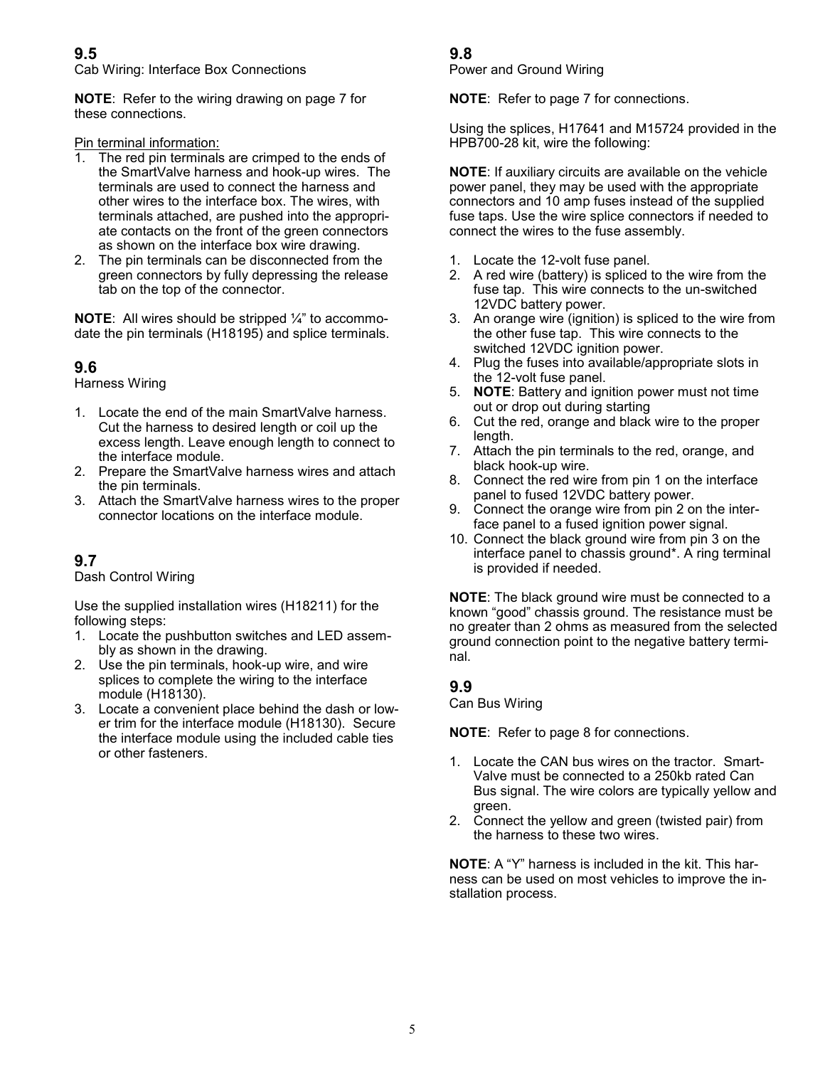## 9.5

Cab Wiring: Interface Box Connections

**NOTE**: Refer to the wiring drawing on page 7 for these connections.

Pin terminal information:

1. The red pin terminals are crimped to the ends of the SmartValve harness and hook-up wires. The terminals are used to connect the harness and other wires to the interface box. The wires, with terminals attached, are pushed into the appropriate contacts on the front of the green connectors as shown on the interface box wire drawing.
2. The pin terminals can be disconnected from the green connectors by fully depressing the release tab on the top of the connector.

**NOTE**: All wires should be stripped ¼" to accommodate the pin terminals (H18195) and splice terminals.

## 9.6

Harness Wiring

1. Locate the end of the main SmartValve harness. Cut the harness to desired length or coil up the excess length. Leave enough length to connect to the interface module.
2. Prepare the SmartValve harness wires and attach the pin terminals.
3. Attach the SmartValve harness wires to the proper connector locations on the interface module.

## 9.7

Dash Control Wiring

Use the supplied installation wires (H18211) for the following steps:

1. Locate the pushbutton switches and LED assembly as shown in the drawing.
2. Use the pin terminals, hook-up wire, and wire splices to complete the wiring to the interface module (H18130).
3. Locate a convenient place behind the dash or lower trim for the interface module (H18130). Secure the interface module using the included cable ties or other fasteners.

## 9.8

Power and Ground Wiring

**NOTE**: Refer to page 7 for connections.

Using the splices, H17641 and M15724 provided in the HPB700-28 kit, wire the following:

**NOTE**: If auxiliary circuits are available on the vehicle power panel, they may be used with the appropriate connectors and 10 amp fuses instead of the supplied fuse taps. Use the wire splice connectors if needed to connect the wires to the fuse assembly.

1. Locate the 12-volt fuse panel.
2. A red wire (battery) is spliced to the wire from the fuse tap. This wire connects to the un-switched 12VDC battery power.
3. An orange wire (ignition) is spliced to the wire from the other fuse tap. This wire connects to the switched 12VDC ignition power.
4. Plug the fuses into available/appropriate slots in the 12-volt fuse panel.
5. **NOTE**: Battery and ignition power must not time out or drop out during starting
6. Cut the red, orange and black wire to the proper length.
7. Attach the pin terminals to the red, orange, and black hook-up wire.
8. Connect the red wire from pin 1 on the interface panel to fused 12VDC battery power.
9. Connect the orange wire from pin 2 on the interface panel to a fused ignition power signal.
10. Connect the black ground wire from pin 3 on the interface panel to chassis ground*. A ring terminal is provided if needed.

**NOTE**: The black ground wire must be connected to a known "good" chassis ground. The resistance must be no greater than 2 ohms as measured from the selected ground connection point to the negative battery terminal.

## 9.9

Can Bus Wiring

**NOTE**: Refer to page 8 for connections.

1. Locate the CAN bus wires on the tractor. SmartValve must be connected to a 250kb rated Can Bus signal. The wire colors are typically yellow and green.
2. Connect the yellow and green (twisted pair) from the harness to these two wires.

**NOTE**: A "Y" harness is included in the kit. This harness can be used on most vehicles to improve the installation process.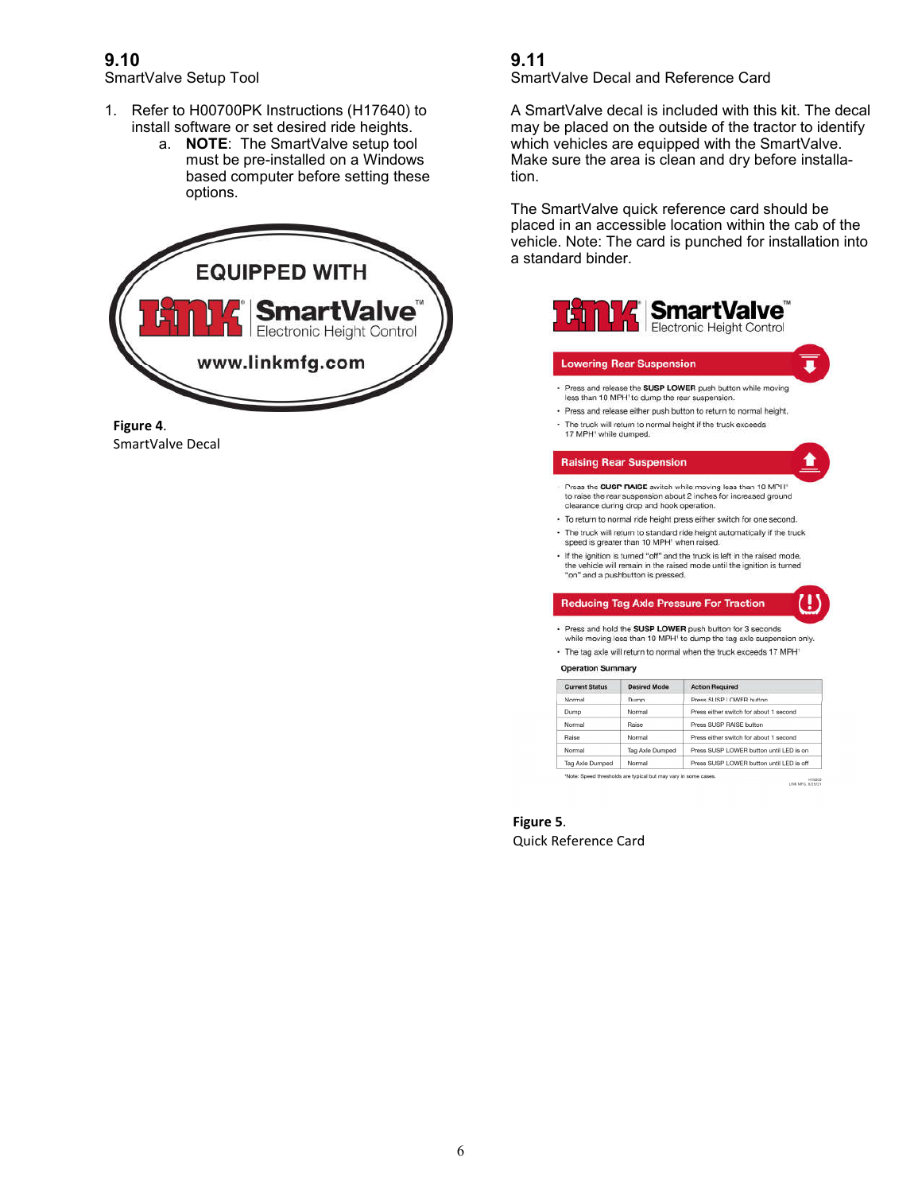## 9.10

SmartValve Setup Tool

1. Refer to H00700PK Instructions (H17640) to install software or set desired ride heights.
   a. **NOTE**: The SmartValve setup tool must be pre-installed on a Windows based computer before setting these options.

EQUIPPED WITH

LINK SmartValve™ Electronic Height Control

www.linkmfg.com

**Figure 4**.
SmartValve Decal

## 9.11

SmartValve Decal and Reference Card

A SmartValve decal is included with this kit. The decal may be placed on the outside of the tractor to identify which vehicles are equipped with the SmartValve. Make sure the area is clean and dry before installation.

The SmartValve quick reference card should be placed in an accessible location within the cab of the vehicle. Note: The card is punched for installation into a standard binder.

LINK SmartValve™ Electronic Height Control

**Lowering Rear Suspension**

- Press and release the **SUSP LOWER** push button while moving less than 10 MPH[1] to dump the rear suspension.
- Press and release either push button to return to normal height.
- The truck will return to normal height if the truck exceeds 17 MPH[1] while dumped.

**Raising Rear Suspension**

- Press the **SUSP RAISE** switch while moving less than 10 MPH[1] to raise the rear suspension about 2 inches for increased ground clearance during drop and hook operation.
- To return to normal ride height press either switch for one second.
- The truck will return to standard ride height automatically if the truck speed is greater than 10 MPH[1] when raised.
- If the ignition is turned "off" and the truck is left in the raised mode, the vehicle will remain in the raised mode until the ignition is turned "on" and a pushbutton is pressed.

**Reducing Tag Axle Pressure For Traction**

- Press and hold the **SUSP LOWER** push button for 3 seconds while moving less than 10 MPH[1] to dump the tag axle suspension only.
- The tag axle will return to normal when the truck exceeds 17 MPH[1]

**Operation Summary**

| Current Status | Desired Mode | Action Required |
|---|---|---|
| Normal | Dump | Press SUSP LOWER button |
| Dump | Normal | Press either switch for about 1 second |
| Normal | Raise | Press SUSP RAISE button |
| Raise | Normal | Press either switch for about 1 second |
| Normal | Tag Axle Dumped | Press SUSP LOWER button until LED is on |
| Tag Axle Dumped | Normal | Press SUSP LOWER button until LED is off |

[1]Note: Speed thresholds are typical but may vary in some cases.

**Figure 5**.
Quick Reference Card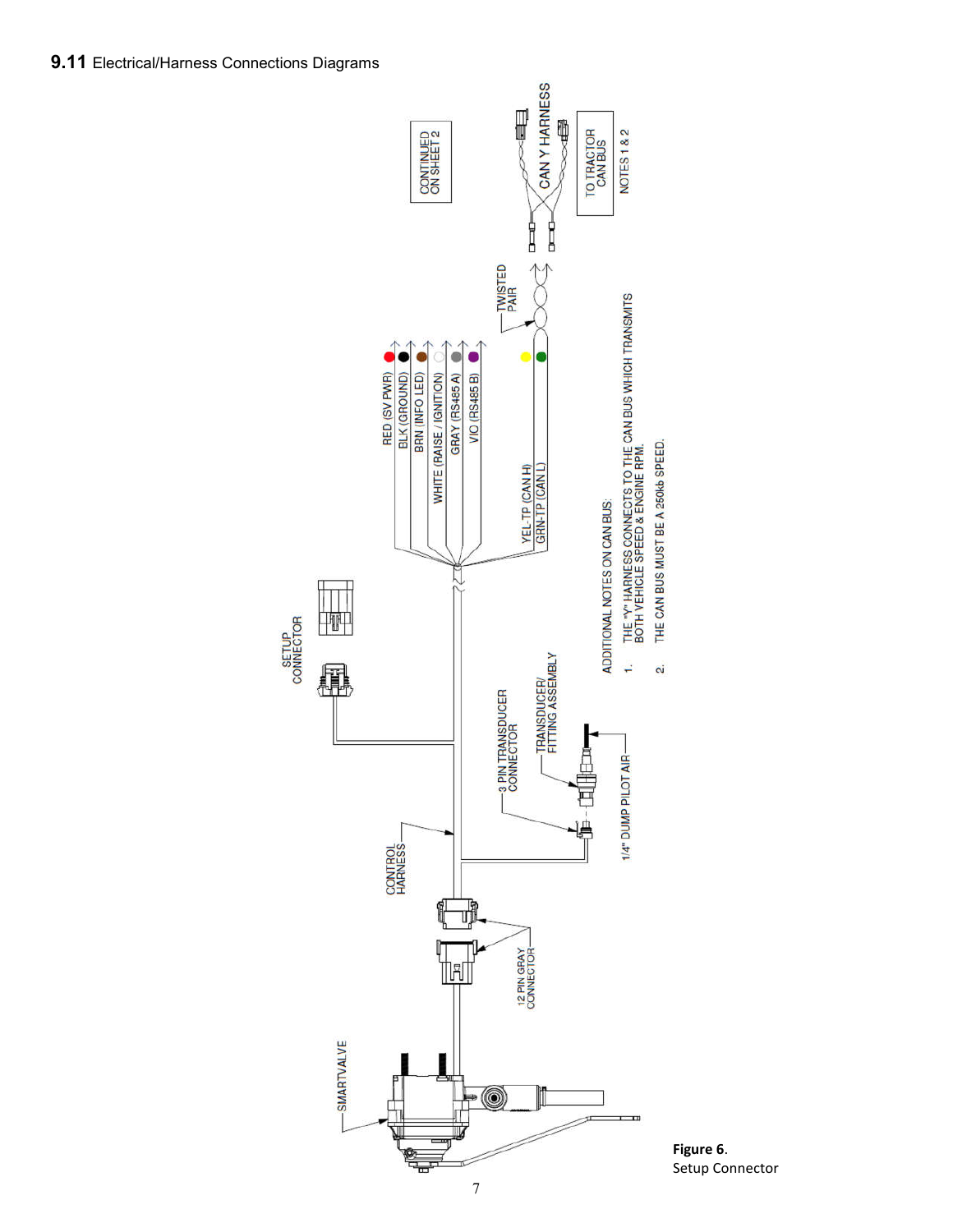## 9.11 Electrical/Harness Connections Diagrams

SMARTVALVE

12 PIN GRAY CONNECTOR

CONTROL HARNESS

3 PIN TRANSDUCER CONNECTOR

TRANSDUCER/ FITTING ASSEMBLY

1/4" DUMP PILOT AIR

SETUP CONNECTOR

RED (SV PWR)
BLK (GROUND)
BRN (INFO LED)
WHITE (RAISE / IGNITION)
GRAY (RS485 A)
VIO (RS485 B)

YEL-TP (CAN H)
GRN-TP (CAN L)

TWISTED PAIR

CAN Y HARNESS

TO TRACTOR CAN BUS

NOTES 1 & 2

CONTINUED ON SHEET 2

ADDITIONAL NOTES ON CAN BUS:

1. THE "Y" HARNESS CONNECTS TO THE CAN BUS WHICH TRANSMITS BOTH VEHICLE SPEED & ENGINE RPM.
2. THE CAN BUS MUST BE A 250kb SPEED.

**Figure 6**.
Setup Connector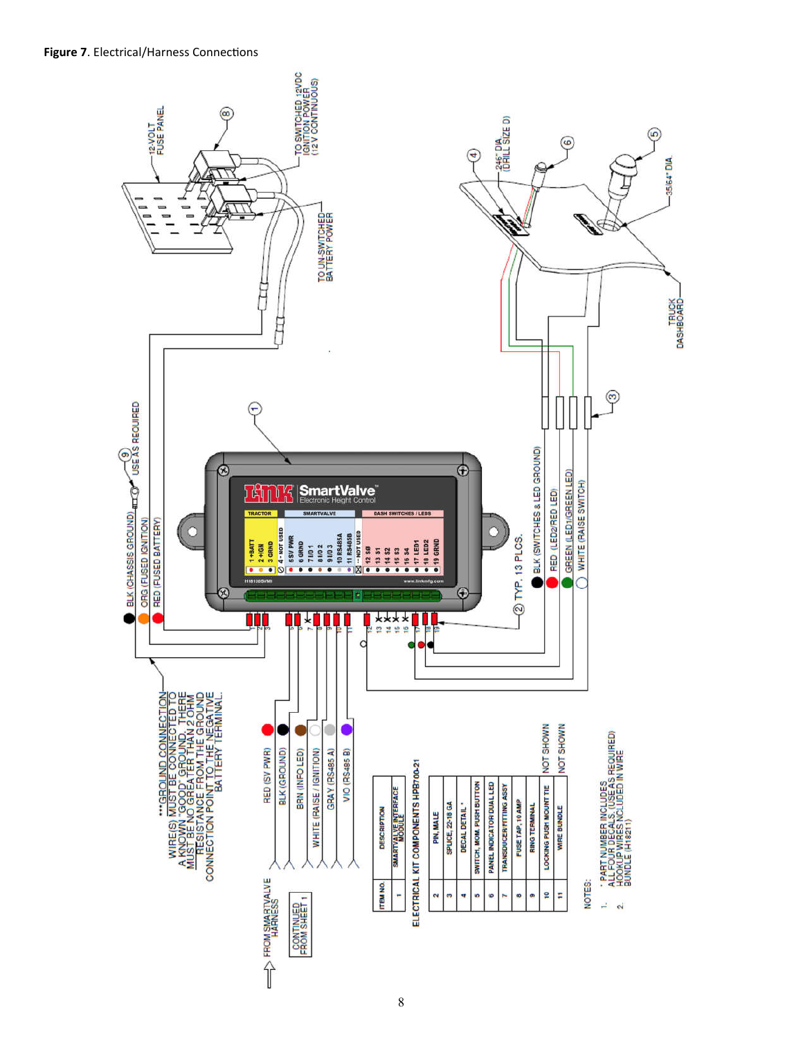**Figure 7**. Electrical/Harness Connections

ELECTRICAL KIT COMPONENTS HPB700-21

| ITEM NO. | DESCRIPTION |
| --- | --- |
| 1 | SMARTVALVE INTERFACE MODULE |
| 2 | PIN, MALE |
| 3 | SPLICE, 22-18 GA |
| 4 | DECAL DETAIL * |
| 5 | SWITCH, MOM. PUSH BUTTON |
| 6 | PANEL INDICATOR DUAL LED |
| 7 | TRANSDUCER FITTING ASSY |
| 8 | FUSE TAP, 10 AMP |
| 9 | RING TERMINAL |
| 10 | LOCKING PUSH MOUNT TIE (NOT SHOWN) |
| 11 | WIRE BUNDLE (NOT SHOWN) |

NOTES:

1. * PART NUMBER INCLUDES ALL FOUR DECALS. (USE AS REQUIRED)
2. HOOKUP WIRES INCLUDED IN WIRE BUNDLE (H18211)

***GROUND CONNECTION WIRE(S) MUST BE CONNECTED TO A KNOWN "GOOD" GROUND. THERE MUST BE NO GREATER THAN 2 OHM RESISTANCE FROM THE GROUND CONNECTION POINT TO THE NEGATIVE BATTERY TERMINAL.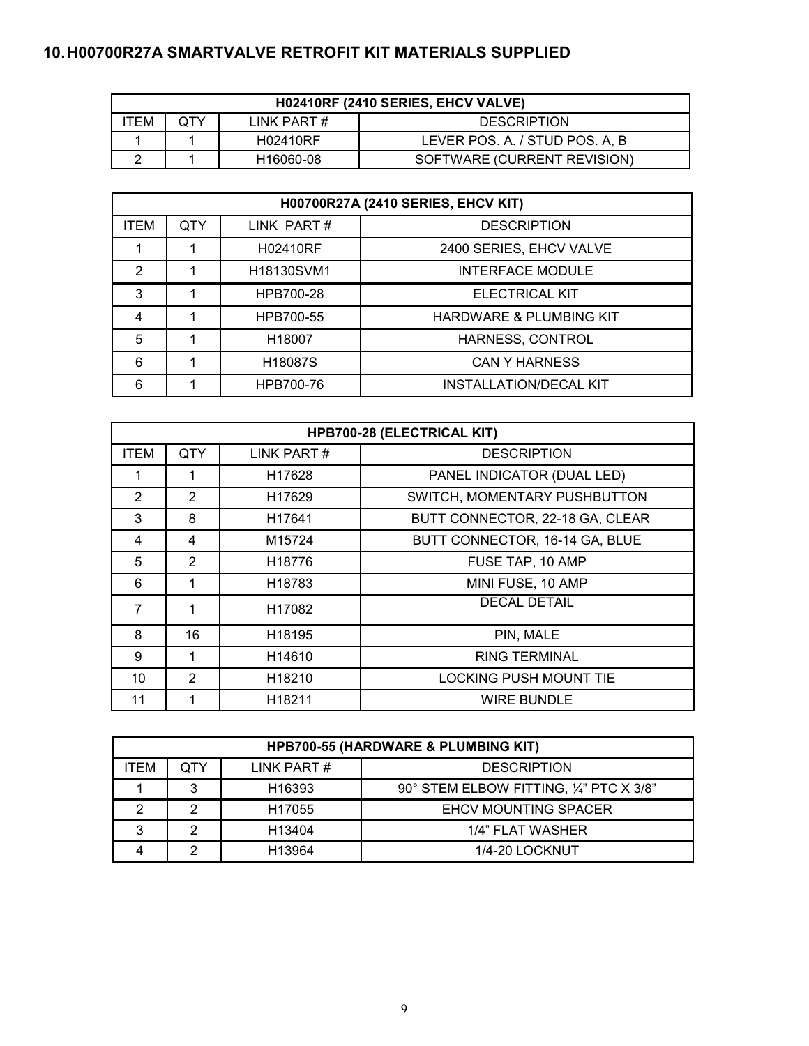## 10. H00700R27A SMARTVALVE RETROFIT KIT MATERIALS SUPPLIED

| H02410RF (2410 SERIES, EHCV VALVE) | | | |
|---|---|---|---|
| ITEM | QTY | LINK PART # | DESCRIPTION |
| 1 | 1 | H02410RF | LEVER POS. A. / STUD POS. A, B |
| 2 | 1 | H16060-08 | SOFTWARE (CURRENT REVISION) |

| H00700R27A (2410 SERIES, EHCV KIT) | | | |
|---|---|---|---|
| ITEM | QTY | LINK PART # | DESCRIPTION |
| 1 | 1 | H02410RF | 2400 SERIES, EHCV VALVE |
| 2 | 1 | H18130SVM1 | INTERFACE MODULE |
| 3 | 1 | HPB700-28 | ELECTRICAL KIT |
| 4 | 1 | HPB700-55 | HARDWARE & PLUMBING KIT |
| 5 | 1 | H18007 | HARNESS, CONTROL |
| 6 | 1 | H18087S | CAN Y HARNESS |
| 6 | 1 | HPB700-76 | INSTALLATION/DECAL KIT |

| HPB700-28 (ELECTRICAL KIT) | | | |
|---|---|---|---|
| ITEM | QTY | LINK PART # | DESCRIPTION |
| 1 | 1 | H17628 | PANEL INDICATOR (DUAL LED) |
| 2 | 2 | H17629 | SWITCH, MOMENTARY PUSHBUTTON |
| 3 | 8 | H17641 | BUTT CONNECTOR, 22-18 GA, CLEAR |
| 4 | 4 | M15724 | BUTT CONNECTOR, 16-14 GA, BLUE |
| 5 | 2 | H18776 | FUSE TAP, 10 AMP |
| 6 | 1 | H18783 | MINI FUSE, 10 AMP |
| 7 | 1 | H17082 | DECAL DETAIL |
| 8 | 16 | H18195 | PIN, MALE |
| 9 | 1 | H14610 | RING TERMINAL |
| 10 | 2 | H18210 | LOCKING PUSH MOUNT TIE |
| 11 | 1 | H18211 | WIRE BUNDLE |

| HPB700-55 (HARDWARE & PLUMBING KIT) | | | |
|---|---|---|---|
| ITEM | QTY | LINK PART # | DESCRIPTION |
| 1 | 3 | H16393 | 90° STEM ELBOW FITTING, ¼" PTC X 3/8" |
| 2 | 2 | H17055 | EHCV MOUNTING SPACER |
| 3 | 2 | H13404 | 1/4" FLAT WASHER |
| 4 | 2 | H13964 | 1/4-20 LOCKNUT |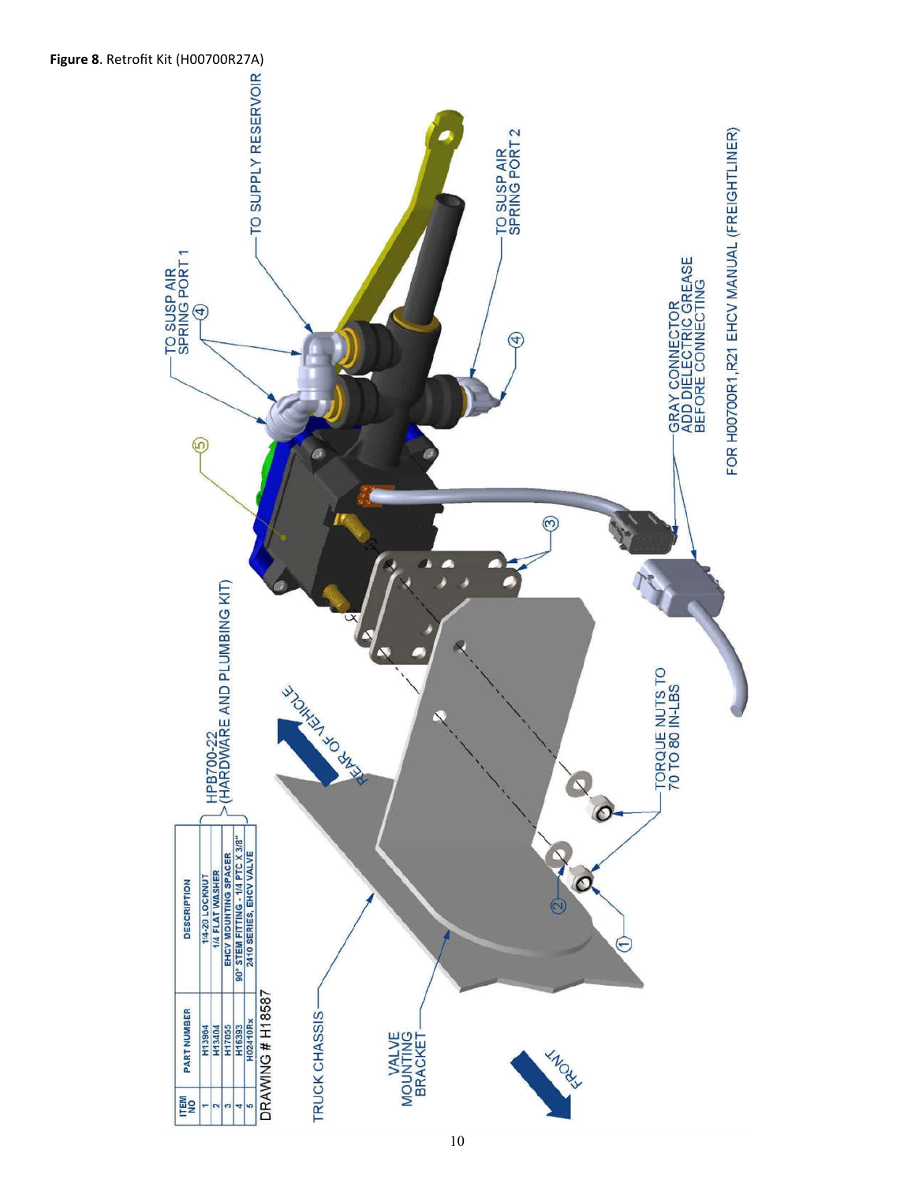**Figure 8**. Retrofit Kit (H00700R27A)

| ITEM NO | PART NUMBER | DESCRIPTION |
|---|---|---|
| 1 | H13964 | 1/4-20 LOCKNUT |
| 2 | H13404 | 1/4 FLAT WASHER |
| 3 | H17055 | EHCV MOUNTING SPACER |
| 4 | H16393 | 90° STEM FITTING - 1/4 PTC X 3/8" |
| 5 | H02410Rx | 2410 SERIES, EHCV VALVE |

HPB700-22 (HARDWARE AND PLUMBING KIT)

DRAWING # H18587

TO SUSP AIR SPRING PORT 1

TO SUPPLY RESERVOIR

TO SUSP AIR SPRING PORT 2

GRAY CONNECTOR ADD DIELECTRIC GREASE BEFORE CONNECTING

FOR H00700R1,R21 EHCV MANUAL (FREIGHTLINER)

REAR OF VEHICLE

TORQUE NUTS TO 70 TO 80 IN-LBS

TRUCK CHASSIS

VALVE MOUNTING BRACKET

FRONT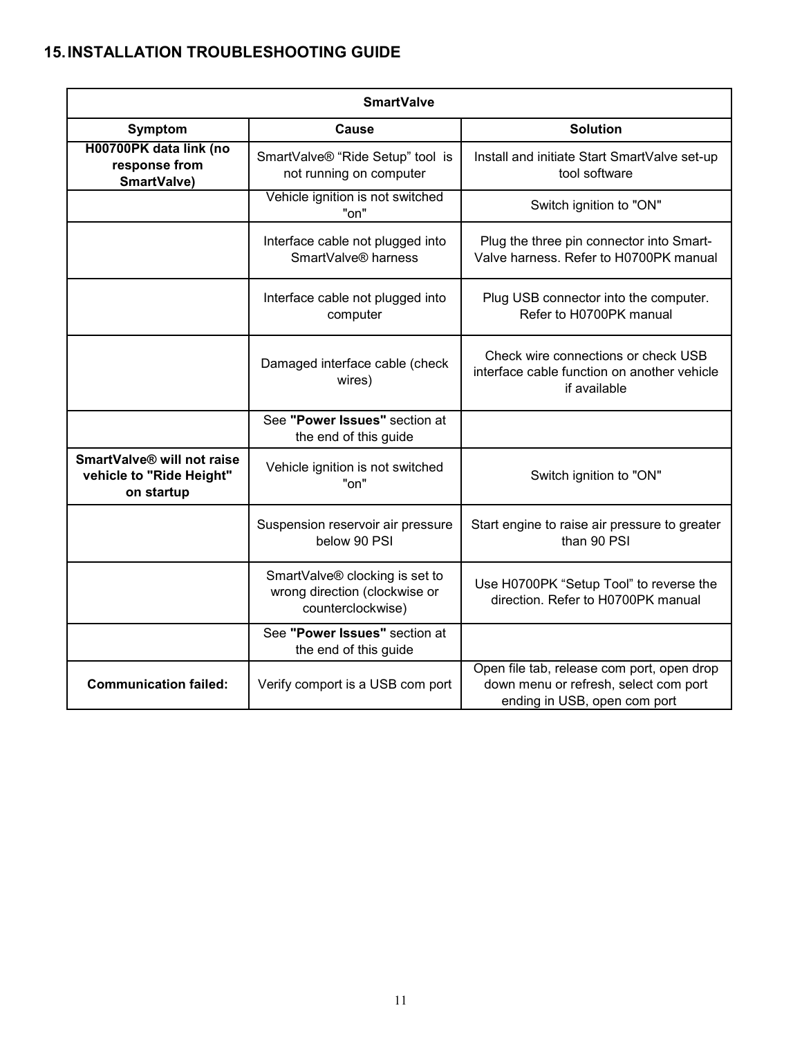## 15. INSTALLATION TROUBLESHOOTING GUIDE

| SmartValve | | |
|---|---|---|
| **Symptom** | **Cause** | **Solution** |
| **H00700PK data link (no response from SmartValve)** | SmartValve® “Ride Setup” tool is not running on computer | Install and initiate Start SmartValve set-up tool software |
| | Vehicle ignition is not switched "on" | Switch ignition to "ON" |
| | Interface cable not plugged into SmartValve® harness | Plug the three pin connector into Smart-Valve harness. Refer to H0700PK manual |
| | Interface cable not plugged into computer | Plug USB connector into the computer. Refer to H0700PK manual |
| | Damaged interface cable (check wires) | Check wire connections or check USB interface cable function on another vehicle if available |
| | See **"Power Issues"** section at the end of this guide | |
| **SmartValve® will not raise vehicle to "Ride Height" on startup** | Vehicle ignition is not switched "on" | Switch ignition to "ON" |
| | Suspension reservoir air pressure below 90 PSI | Start engine to raise air pressure to greater than 90 PSI |
| | SmartValve® clocking is set to wrong direction (clockwise or counterclockwise) | Use H0700PK “Setup Tool” to reverse the direction. Refer to H0700PK manual |
| | See **"Power Issues"** section at the end of this guide | |
| **Communication failed:** | Verify comport is a USB com port | Open file tab, release com port, open drop down menu or refresh, select com port ending in USB, open com port |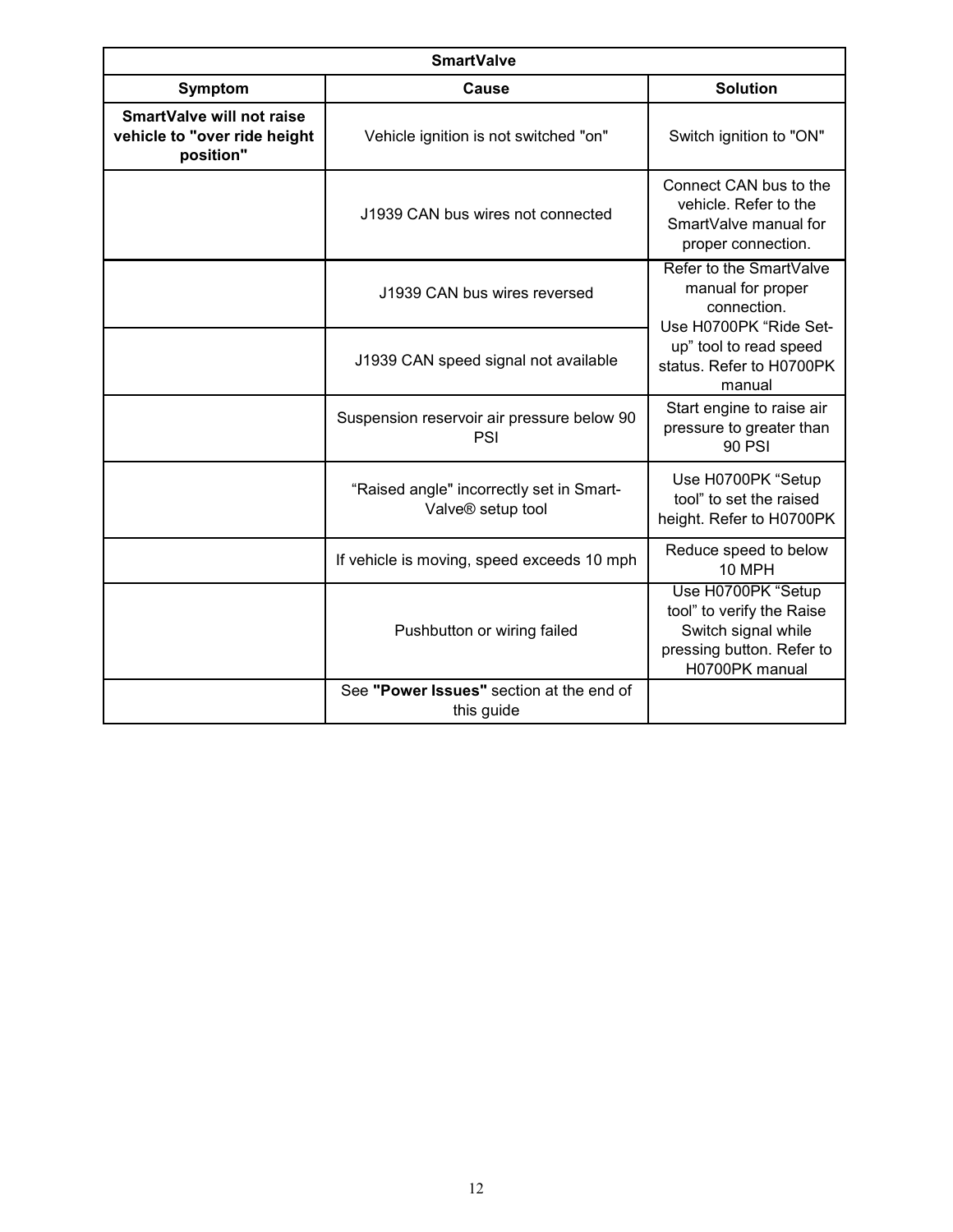| SmartValve | | |
|---|---|---|
| **Symptom** | **Cause** | **Solution** |
| **SmartValve will not raise vehicle to "over ride height position"** | Vehicle ignition is not switched "on" | Switch ignition to "ON" |
| | J1939 CAN bus wires not connected | Connect CAN bus to the vehicle. Refer to the SmartValve manual for proper connection. |
| | J1939 CAN bus wires reversed | Refer to the SmartValve manual for proper connection. Use H0700PK "Ride Set-up" tool to read speed status. Refer to H0700PK manual |
| | J1939 CAN speed signal not available | |
| | Suspension reservoir air pressure below 90 PSI | Start engine to raise air pressure to greater than 90 PSI |
| | "Raised angle" incorrectly set in Smart-Valve® setup tool | Use H0700PK "Setup tool" to set the raised height. Refer to H0700PK |
| | If vehicle is moving, speed exceeds 10 mph | Reduce speed to below 10 MPH |
| | Pushbutton or wiring failed | Use H0700PK "Setup tool" to verify the Raise Switch signal while pressing button. Refer to H0700PK manual |
| | See **"Power Issues"** section at the end of this guide | |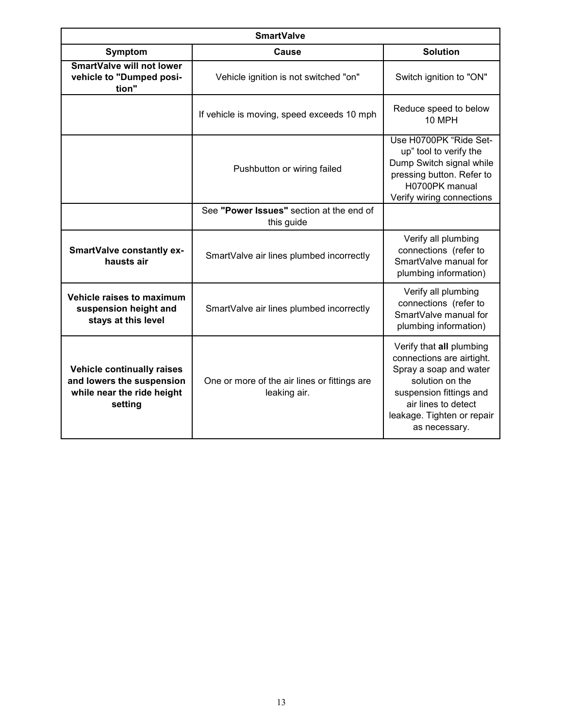| SmartValve | | |
|---|---|---|
| **Symptom** | **Cause** | **Solution** |
| **SmartValve will not lower vehicle to "Dumped position"** | Vehicle ignition is not switched "on" | Switch ignition to "ON" |
| | If vehicle is moving, speed exceeds 10 mph | Reduce speed to below 10 MPH |
| | Pushbutton or wiring failed | Use H0700PK “Ride Set-up” tool to verify the Dump Switch signal while pressing button. Refer to H0700PK manual<br>Verify wiring connections |
| | See **"Power Issues"** section at the end of this guide | |
| **SmartValve constantly exhausts air** | SmartValve air lines plumbed incorrectly | Verify all plumbing connections (refer to SmartValve manual for plumbing information) |
| **Vehicle raises to maximum suspension height and stays at this level** | SmartValve air lines plumbed incorrectly | Verify all plumbing connections (refer to SmartValve manual for plumbing information) |
| **Vehicle continually raises and lowers the suspension while near the ride height setting** | One or more of the air lines or fittings are leaking air. | Verify that **all** plumbing connections are airtight. Spray a soap and water solution on the suspension fittings and air lines to detect leakage. Tighten or repair as necessary. |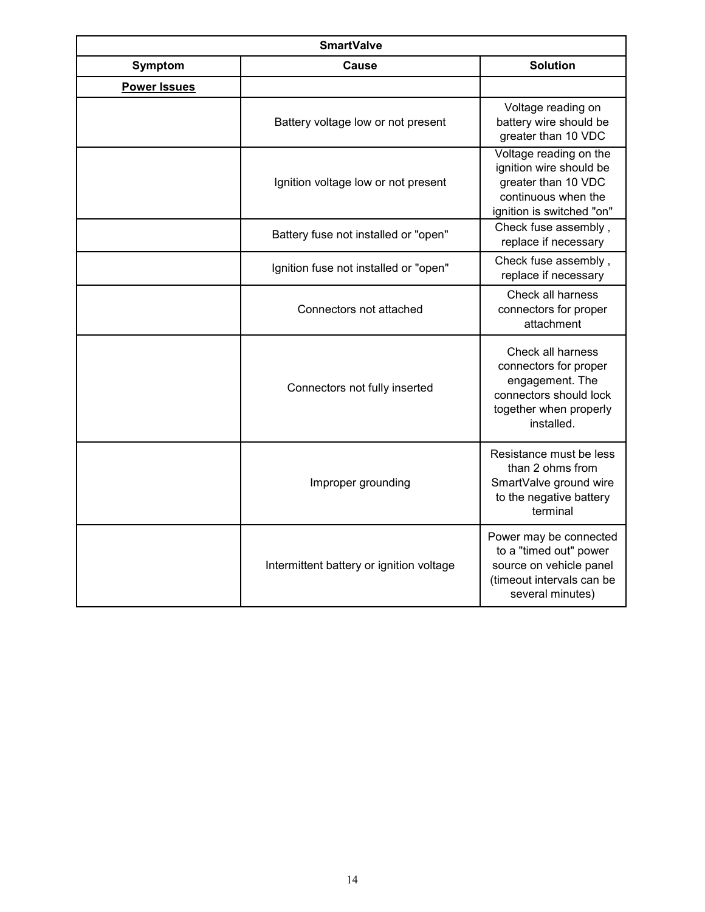| SmartValve | | |
|---|---|---|
| **Symptom** | **Cause** | **Solution** |
| **Power Issues** | | |
| | Battery voltage low or not present | Voltage reading on battery wire should be greater than 10 VDC |
| | Ignition voltage low or not present | Voltage reading on the ignition wire should be greater than 10 VDC continuous when the ignition is switched "on" |
| | Battery fuse not installed or "open" | Check fuse assembly , replace if necessary |
| | Ignition fuse not installed or "open" | Check fuse assembly , replace if necessary |
| | Connectors not attached | Check all harness connectors for proper attachment |
| | Connectors not fully inserted | Check all harness connectors for proper engagement. The connectors should lock together when properly installed. |
| | Improper grounding | Resistance must be less than 2 ohms from SmartValve ground wire to the negative battery terminal |
| | Intermittent battery or ignition voltage | Power may be connected to a "timed out" power source on vehicle panel (timeout intervals can be several minutes) |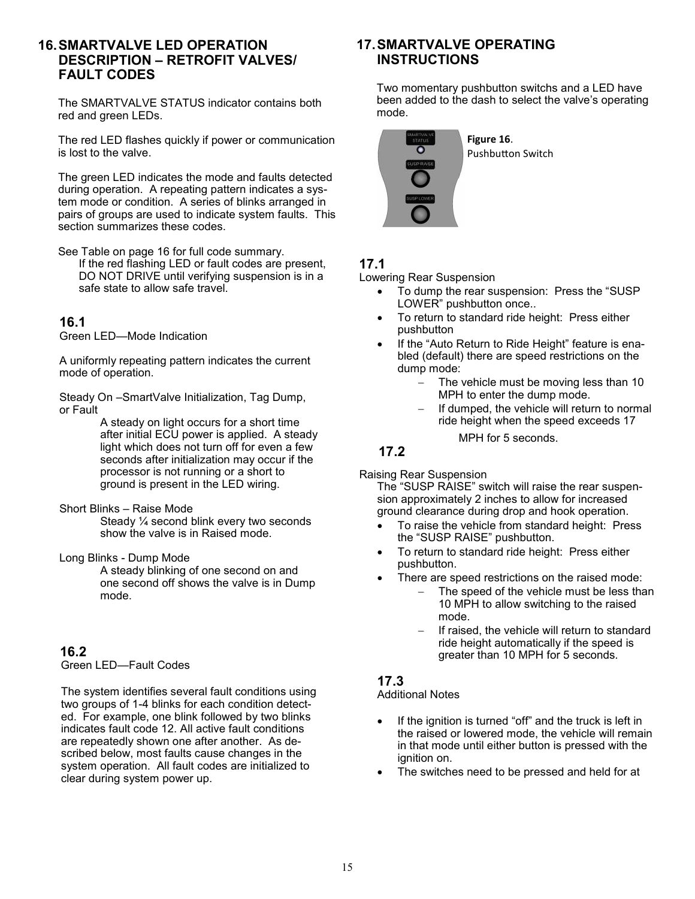## 16. SMARTVALVE LED OPERATION DESCRIPTION – RETROFIT VALVES/ FAULT CODES

The SMARTVALVE STATUS indicator contains both red and green LEDs.

The red LED flashes quickly if power or communication is lost to the valve.

The green LED indicates the mode and faults detected during operation. A repeating pattern indicates a system mode or condition. A series of blinks arranged in pairs of groups are used to indicate system faults. This section summarizes these codes.

See Table on page 16 for full code summary.

If the red flashing LED or fault codes are present, DO NOT DRIVE until verifying suspension is in a safe state to allow safe travel.

### 16.1

Green LED—Mode Indication

A uniformly repeating pattern indicates the current mode of operation.

Steady On –SmartValve Initialization, Tag Dump, or Fault

A steady on light occurs for a short time after initial ECU power is applied. A steady light which does not turn off for even a few seconds after initialization may occur if the processor is not running or a short to ground is present in the LED wiring.

Short Blinks – Raise Mode

Steady ¼ second blink every two seconds show the valve is in Raised mode.

Long Blinks - Dump Mode

A steady blinking of one second on and one second off shows the valve is in Dump mode.

### 16.2

Green LED—Fault Codes

The system identifies several fault conditions using two groups of 1-4 blinks for each condition detected. For example, one blink followed by two blinks indicates fault code 12. All active fault conditions are repeatedly shown one after another. As described below, most faults cause changes in the system operation. All fault codes are initialized to clear during system power up.

## 17. SMARTVALVE OPERATING INSTRUCTIONS

Two momentary pushbutton switchs and a LED have been added to the dash to select the valve's operating mode.

SMARTVALVE STATUS

SUSP RAISE

SUSP LOWER

**Figure 16**. Pushbutton Switch

### 17.1

Lowering Rear Suspension

- To dump the rear suspension: Press the "SUSP LOWER" pushbutton once..
- To return to standard ride height: Press either pushbutton
- If the "Auto Return to Ride Height" feature is enabled (default) there are speed restrictions on the dump mode:
  - The vehicle must be moving less than 10 MPH to enter the dump mode.
  - If dumped, the vehicle will return to normal ride height when the speed exceeds 17 MPH for 5 seconds.

### 17.2

Raising Rear Suspension

The "SUSP RAISE" switch will raise the rear suspension approximately 2 inches to allow for increased ground clearance during drop and hook operation.

- To raise the vehicle from standard height: Press the "SUSP RAISE" pushbutton.
- To return to standard ride height: Press either pushbutton.
- There are speed restrictions on the raised mode:
  - The speed of the vehicle must be less than 10 MPH to allow switching to the raised mode.
  - If raised, the vehicle will return to standard ride height automatically if the speed is greater than 10 MPH for 5 seconds.

### 17.3

Additional Notes

- If the ignition is turned "off" and the truck is left in the raised or lowered mode, the vehicle will remain in that mode until either button is pressed with the ignition on.
- The switches need to be pressed and held for at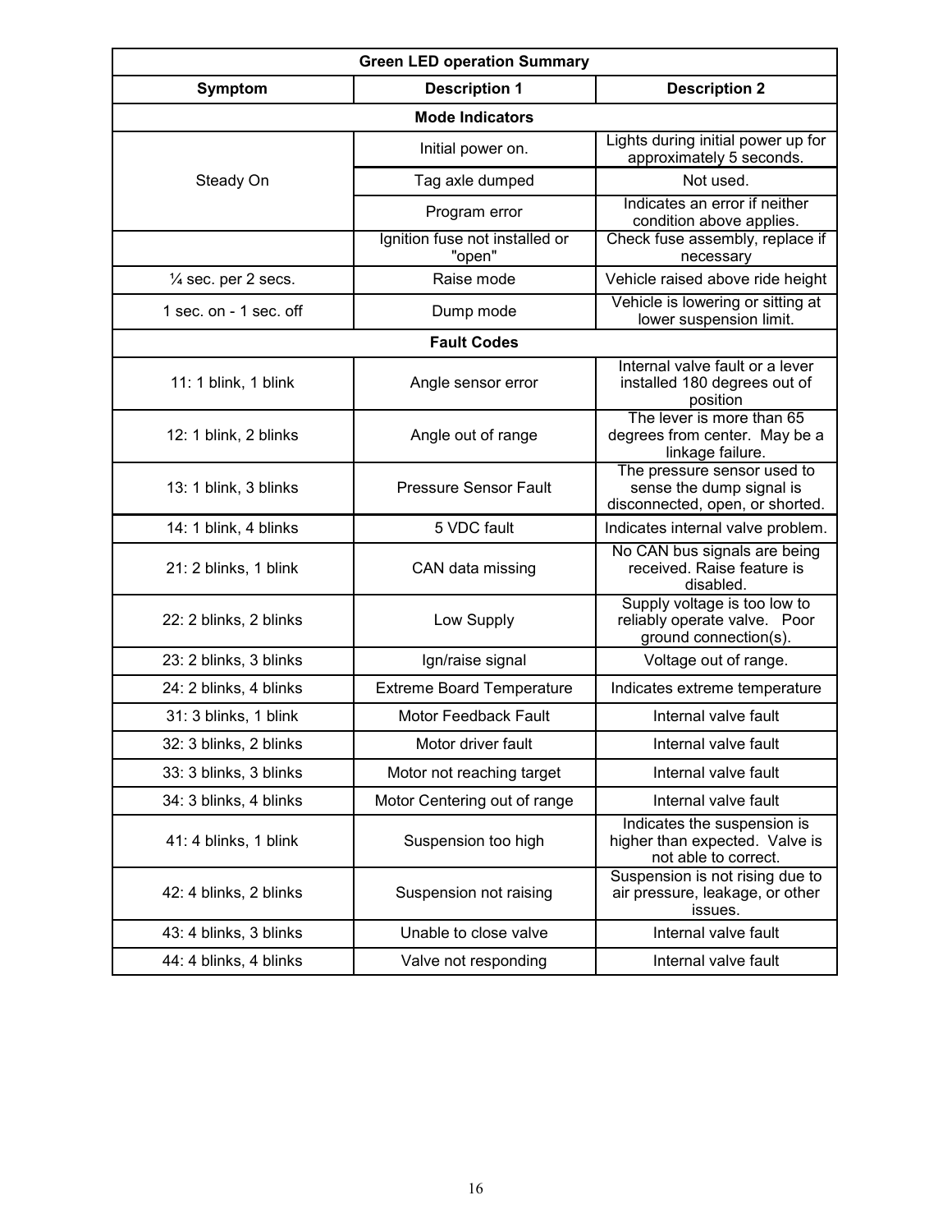| Green LED operation Summary | | |
|---|---|---|
| **Symptom** | **Description 1** | **Description 2** |
| **Mode Indicators** | | |
| Steady On | Initial power on. | Lights during initial power up for approximately 5 seconds. |
| | Tag axle dumped | Not used. |
| | Program error | Indicates an error if neither condition above applies. |
| | Ignition fuse not installed or "open" | Check fuse assembly, replace if necessary |
| ¼ sec. per 2 secs. | Raise mode | Vehicle raised above ride height |
| 1 sec. on - 1 sec. off | Dump mode | Vehicle is lowering or sitting at lower suspension limit. |
| **Fault Codes** | | |
| 11: 1 blink, 1 blink | Angle sensor error | Internal valve fault or a lever installed 180 degrees out of position |
| 12: 1 blink, 2 blinks | Angle out of range | The lever is more than 65 degrees from center. May be a linkage failure. |
| 13: 1 blink, 3 blinks | Pressure Sensor Fault | The pressure sensor used to sense the dump signal is disconnected, open, or shorted. |
| 14: 1 blink, 4 blinks | 5 VDC fault | Indicates internal valve problem. |
| 21: 2 blinks, 1 blink | CAN data missing | No CAN bus signals are being received. Raise feature is disabled. |
| 22: 2 blinks, 2 blinks | Low Supply | Supply voltage is too low to reliably operate valve. Poor ground connection(s). |
| 23: 2 blinks, 3 blinks | Ign/raise signal | Voltage out of range. |
| 24: 2 blinks, 4 blinks | Extreme Board Temperature | Indicates extreme temperature |
| 31: 3 blinks, 1 blink | Motor Feedback Fault | Internal valve fault |
| 32: 3 blinks, 2 blinks | Motor driver fault | Internal valve fault |
| 33: 3 blinks, 3 blinks | Motor not reaching target | Internal valve fault |
| 34: 3 blinks, 4 blinks | Motor Centering out of range | Internal valve fault |
| 41: 4 blinks, 1 blink | Suspension too high | Indicates the suspension is higher than expected. Valve is not able to correct. |
| 42: 4 blinks, 2 blinks | Suspension not raising | Suspension is not rising due to air pressure, leakage, or other issues. |
| 43: 4 blinks, 3 blinks | Unable to close valve | Internal valve fault |
| 44: 4 blinks, 4 blinks | Valve not responding | Internal valve fault |